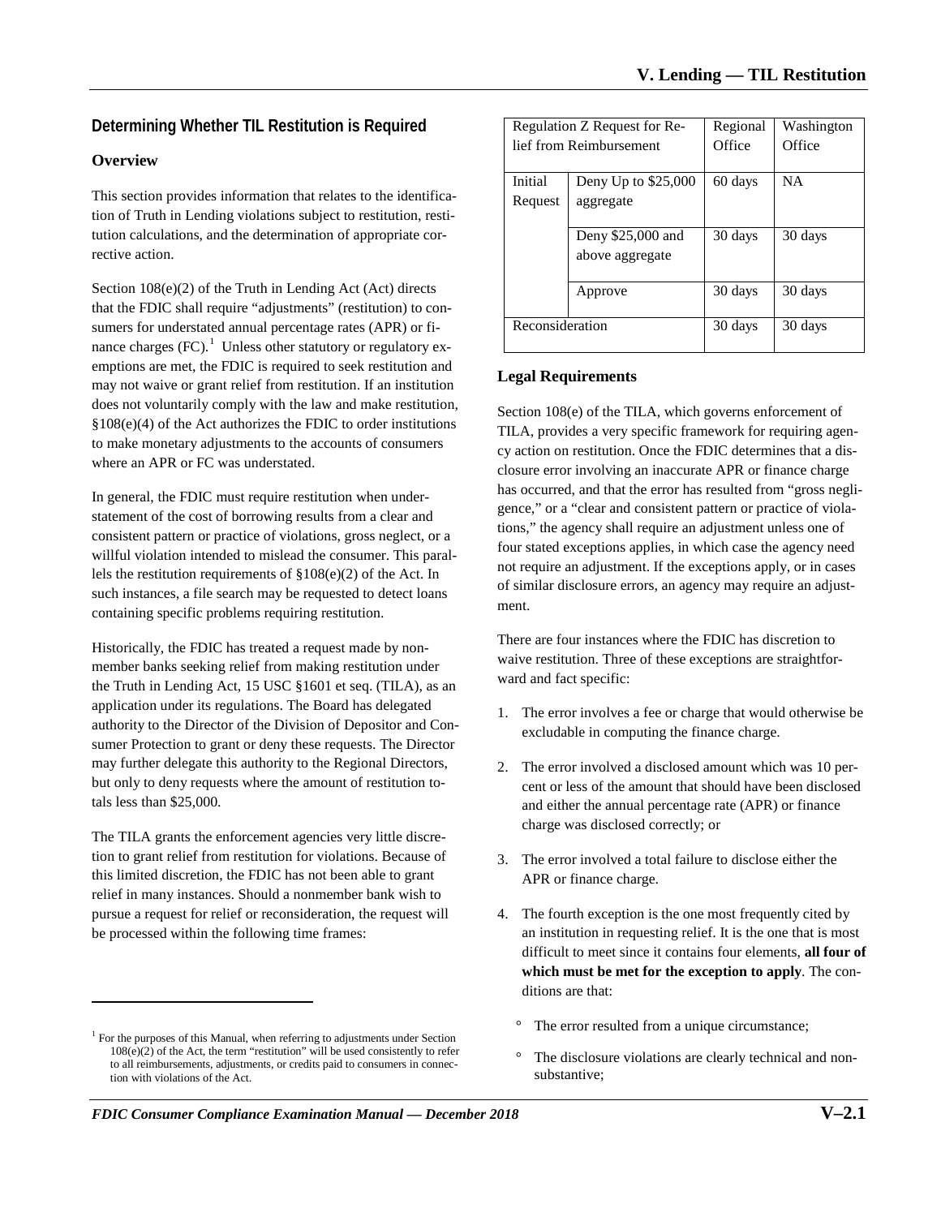## Determining Whether TIL Restitution is Required

### Overview

This section provides information that relates to the identification of Truth in Lending violations subject to restitution, restitution calculations, and the determination of appropriate corrective action.

Section 108(e)(2) of the Truth in Lending Act (Act) directs that the FDIC shall require "adjustments" (restitution) to consumers for understated annual percentage rates (APR) or finance charges (FC).[1] Unless other statutory or regulatory exemptions are met, the FDIC is required to seek restitution and may not waive or grant relief from restitution. If an institution does not voluntarily comply with the law and make restitution, §108(e)(4) of the Act authorizes the FDIC to order institutions to make monetary adjustments to the accounts of consumers where an APR or FC was understated.

In general, the FDIC must require restitution when understatement of the cost of borrowing results from a clear and consistent pattern or practice of violations, gross neglect, or a willful violation intended to mislead the consumer. This parallels the restitution requirements of §108(e)(2) of the Act. In such instances, a file search may be requested to detect loans containing specific problems requiring restitution.

Historically, the FDIC has treated a request made by nonmember banks seeking relief from making restitution under the Truth in Lending Act, 15 USC §1601 et seq. (TILA), as an application under its regulations. The Board has delegated authority to the Director of the Division of Depositor and Consumer Protection to grant or deny these requests. The Director may further delegate this authority to the Regional Directors, but only to deny requests where the amount of restitution totals less than $25,000.

The TILA grants the enforcement agencies very little discretion to grant relief from restitution for violations. Because of this limited discretion, the FDIC has not been able to grant relief in many instances. Should a nonmember bank wish to pursue a request for relief or reconsideration, the request will be processed within the following time frames:

| Regulation Z Request for Relief from Reimbursement | | Regional Office | Washington Office |
|---|---|---|---|
| Initial Request | Deny Up to $25,000 aggregate | 60 days | NA |
| | Deny $25,000 and above aggregate | 30 days | 30 days |
| | Approve | 30 days | 30 days |
| Reconsideration | | 30 days | 30 days |

### Legal Requirements

Section 108(e) of the TILA, which governs enforcement of TILA, provides a very specific framework for requiring agency action on restitution. Once the FDIC determines that a disclosure error involving an inaccurate APR or finance charge has occurred, and that the error has resulted from "gross negligence," or a "clear and consistent pattern or practice of violations," the agency shall require an adjustment unless one of four stated exceptions applies, in which case the agency need not require an adjustment. If the exceptions apply, or in cases of similar disclosure errors, an agency may require an adjustment.

There are four instances where the FDIC has discretion to waive restitution. Three of these exceptions are straightforward and fact specific:

1. The error involves a fee or charge that would otherwise be excludable in computing the finance charge.
2. The error involved a disclosed amount which was 10 percent or less of the amount that should have been disclosed and either the annual percentage rate (APR) or finance charge was disclosed correctly; or
3. The error involved a total failure to disclose either the APR or finance charge.
4. The fourth exception is the one most frequently cited by an institution in requesting relief. It is the one that is most difficult to meet since it contains four elements, **all four of which must be met for the exception to apply**. The conditions are that:
   - The error resulted from a unique circumstance;
   - The disclosure violations are clearly technical and nonsubstantive;

[1] For the purposes of this Manual, when referring to adjustments under Section 108(e)(2) of the Act, the term "restitution" will be used consistently to refer to all reimbursements, adjustments, or credits paid to consumers in connection with violations of the Act.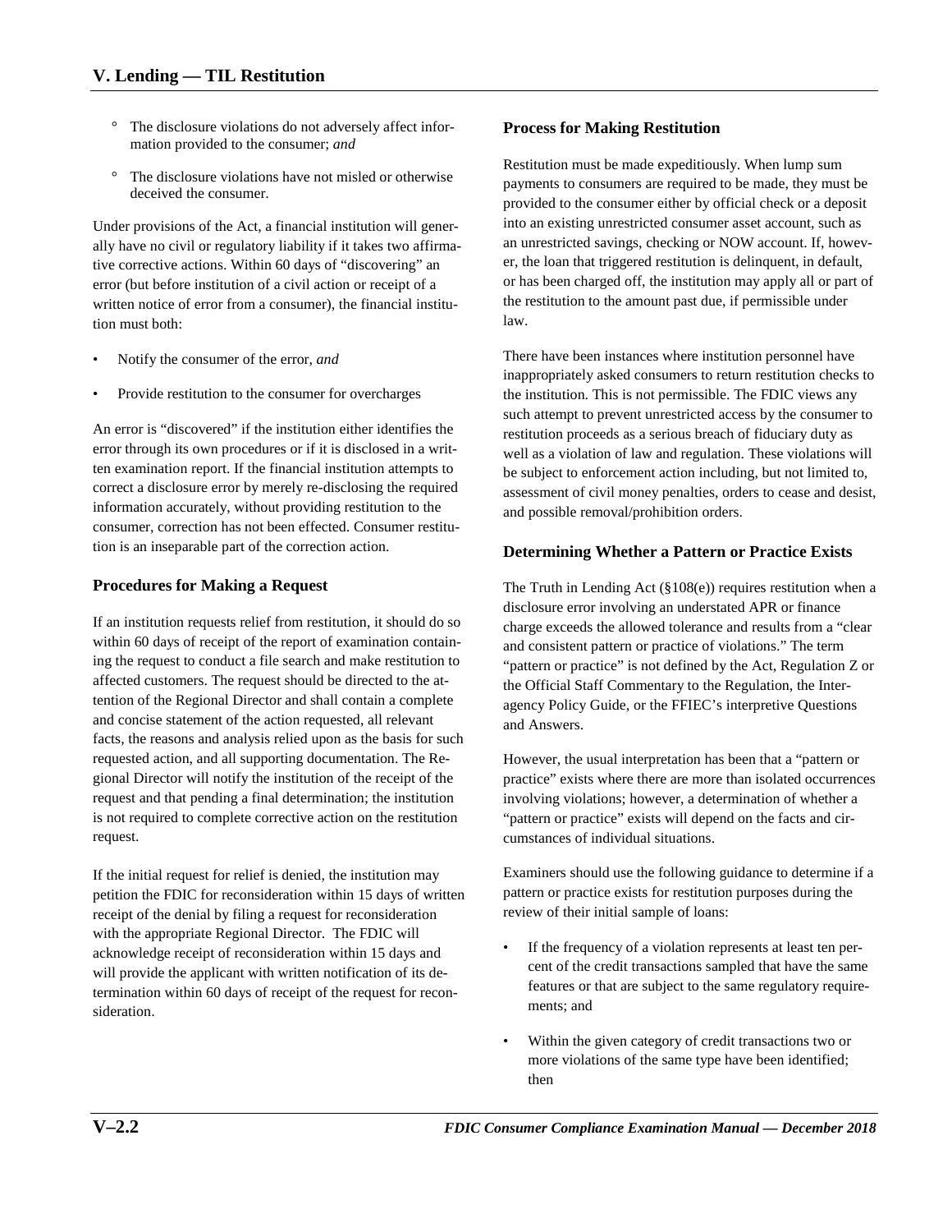- The disclosure violations do not adversely affect information provided to the consumer; *and*
- The disclosure violations have not misled or otherwise deceived the consumer.

Under provisions of the Act, a financial institution will generally have no civil or regulatory liability if it takes two affirmative corrective actions. Within 60 days of "discovering" an error (but before institution of a civil action or receipt of a written notice of error from a consumer), the financial institution must both:

- Notify the consumer of the error, *and*
- Provide restitution to the consumer for overcharges

An error is "discovered" if the institution either identifies the error through its own procedures or if it is disclosed in a written examination report. If the financial institution attempts to correct a disclosure error by merely re-disclosing the required information accurately, without providing restitution to the consumer, correction has not been effected. Consumer restitution is an inseparable part of the correction action.

### Procedures for Making a Request

If an institution requests relief from restitution, it should do so within 60 days of receipt of the report of examination containing the request to conduct a file search and make restitution to affected customers. The request should be directed to the attention of the Regional Director and shall contain a complete and concise statement of the action requested, all relevant facts, the reasons and analysis relied upon as the basis for such requested action, and all supporting documentation. The Regional Director will notify the institution of the receipt of the request and that pending a final determination; the institution is not required to complete corrective action on the restitution request.

If the initial request for relief is denied, the institution may petition the FDIC for reconsideration within 15 days of written receipt of the denial by filing a request for reconsideration with the appropriate Regional Director. The FDIC will acknowledge receipt of reconsideration within 15 days and will provide the applicant with written notification of its determination within 60 days of receipt of the request for reconsideration.

### Process for Making Restitution

Restitution must be made expeditiously. When lump sum payments to consumers are required to be made, they must be provided to the consumer either by official check or a deposit into an existing unrestricted consumer asset account, such as an unrestricted savings, checking or NOW account. If, however, the loan that triggered restitution is delinquent, in default, or has been charged off, the institution may apply all or part of the restitution to the amount past due, if permissible under law.

There have been instances where institution personnel have inappropriately asked consumers to return restitution checks to the institution. This is not permissible. The FDIC views any such attempt to prevent unrestricted access by the consumer to restitution proceeds as a serious breach of fiduciary duty as well as a violation of law and regulation. These violations will be subject to enforcement action including, but not limited to, assessment of civil money penalties, orders to cease and desist, and possible removal/prohibition orders.

### Determining Whether a Pattern or Practice Exists

The Truth in Lending Act (§108(e)) requires restitution when a disclosure error involving an understated APR or finance charge exceeds the allowed tolerance and results from a "clear and consistent pattern or practice of violations." The term "pattern or practice" is not defined by the Act, Regulation Z or the Official Staff Commentary to the Regulation, the Interagency Policy Guide, or the FFIEC's interpretive Questions and Answers.

However, the usual interpretation has been that a "pattern or practice" exists where there are more than isolated occurrences involving violations; however, a determination of whether a "pattern or practice" exists will depend on the facts and circumstances of individual situations.

Examiners should use the following guidance to determine if a pattern or practice exists for restitution purposes during the review of their initial sample of loans:

- If the frequency of a violation represents at least ten percent of the credit transactions sampled that have the same features or that are subject to the same regulatory requirements; and
- Within the given category of credit transactions two or more violations of the same type have been identified; then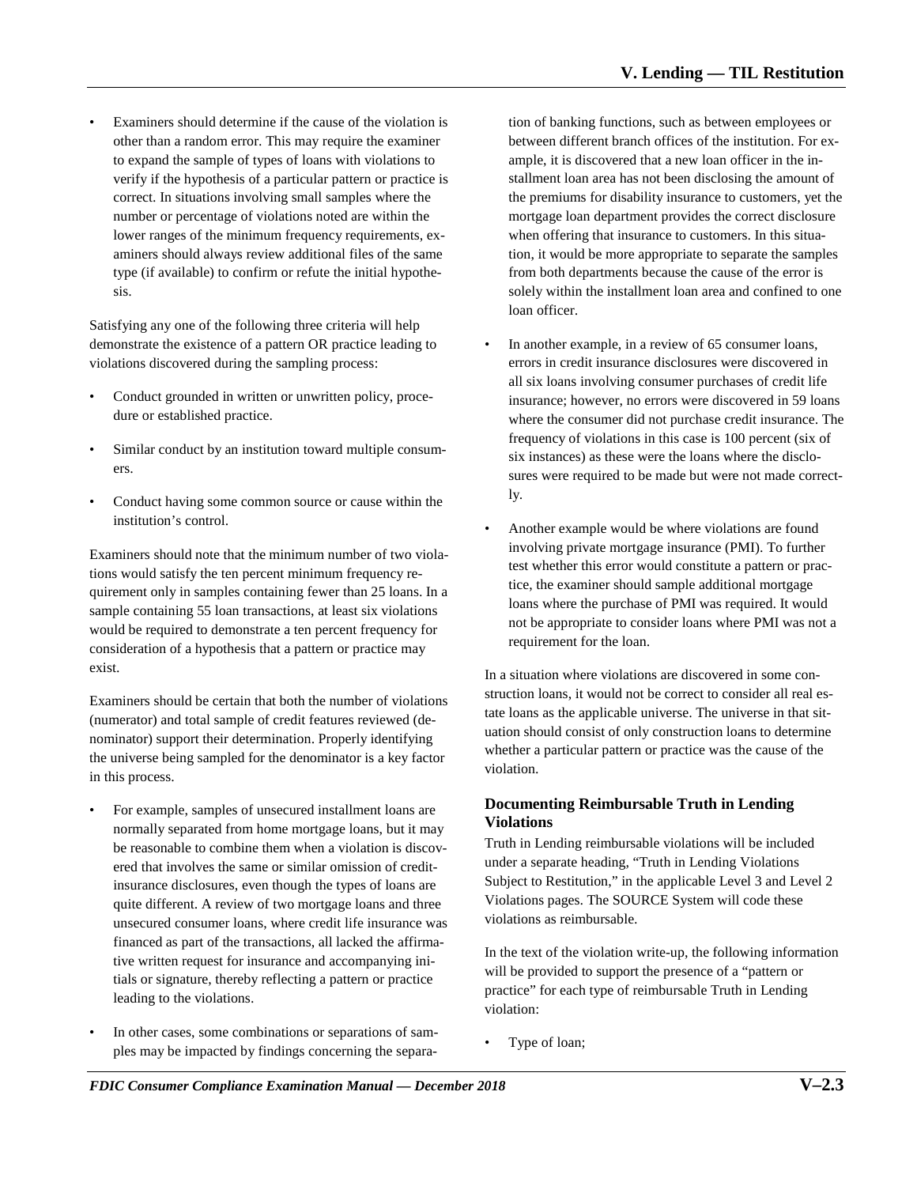- Examiners should determine if the cause of the violation is other than a random error. This may require the examiner to expand the sample of types of loans with violations to verify if the hypothesis of a particular pattern or practice is correct. In situations involving small samples where the number or percentage of violations noted are within the lower ranges of the minimum frequency requirements, examiners should always review additional files of the same type (if available) to confirm or refute the initial hypothesis.

Satisfying any one of the following three criteria will help demonstrate the existence of a pattern OR practice leading to violations discovered during the sampling process:

- Conduct grounded in written or unwritten policy, procedure or established practice.
- Similar conduct by an institution toward multiple consumers.
- Conduct having some common source or cause within the institution's control.

Examiners should note that the minimum number of two violations would satisfy the ten percent minimum frequency requirement only in samples containing fewer than 25 loans. In a sample containing 55 loan transactions, at least six violations would be required to demonstrate a ten percent frequency for consideration of a hypothesis that a pattern or practice may exist.

Examiners should be certain that both the number of violations (numerator) and total sample of credit features reviewed (denominator) support their determination. Properly identifying the universe being sampled for the denominator is a key factor in this process.

- For example, samples of unsecured installment loans are normally separated from home mortgage loans, but it may be reasonable to combine them when a violation is discovered that involves the same or similar omission of credit-insurance disclosures, even though the types of loans are quite different. A review of two mortgage loans and three unsecured consumer loans, where credit life insurance was financed as part of the transactions, all lacked the affirmative written request for insurance and accompanying initials or signature, thereby reflecting a pattern or practice leading to the violations.
- In other cases, some combinations or separations of samples may be impacted by findings concerning the separation of banking functions, such as between employees or between different branch offices of the institution. For example, it is discovered that a new loan officer in the installment loan area has not been disclosing the amount of the premiums for disability insurance to customers, yet the mortgage loan department provides the correct disclosure when offering that insurance to customers. In this situation, it would be more appropriate to separate the samples from both departments because the cause of the error is solely within the installment loan area and confined to one loan officer.
- In another example, in a review of 65 consumer loans, errors in credit insurance disclosures were discovered in all six loans involving consumer purchases of credit life insurance; however, no errors were discovered in 59 loans where the consumer did not purchase credit insurance. The frequency of violations in this case is 100 percent (six of six instances) as these were the loans where the disclosures were required to be made but were not made correctly.
- Another example would be where violations are found involving private mortgage insurance (PMI). To further test whether this error would constitute a pattern or practice, the examiner should sample additional mortgage loans where the purchase of PMI was required. It would not be appropriate to consider loans where PMI was not a requirement for the loan.

In a situation where violations are discovered in some construction loans, it would not be correct to consider all real estate loans as the applicable universe. The universe in that situation should consist of only construction loans to determine whether a particular pattern or practice was the cause of the violation.

### Documenting Reimbursable Truth in Lending Violations

Truth in Lending reimbursable violations will be included under a separate heading, "Truth in Lending Violations Subject to Restitution," in the applicable Level 3 and Level 2 Violations pages. The SOURCE System will code these violations as reimbursable.

In the text of the violation write-up, the following information will be provided to support the presence of a "pattern or practice" for each type of reimbursable Truth in Lending violation:

- Type of loan;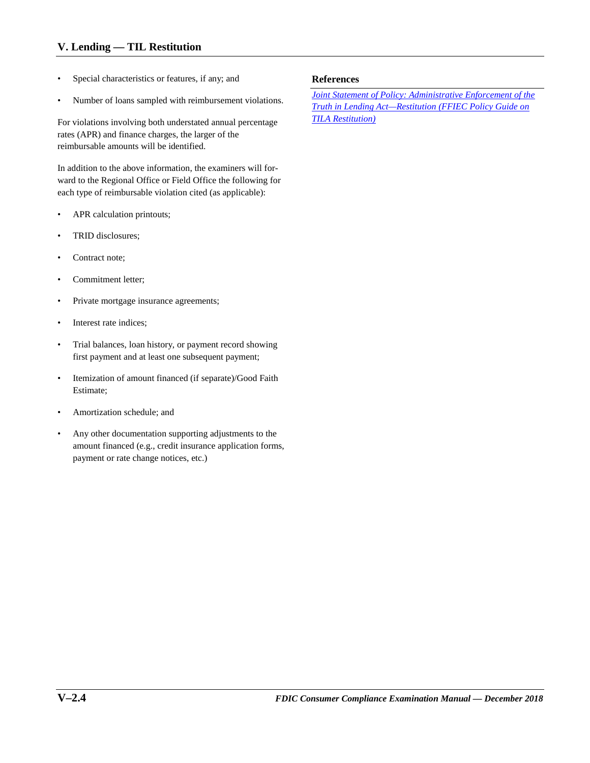- Special characteristics or features, if any; and
- Number of loans sampled with reimbursement violations.

For violations involving both understated annual percentage rates (APR) and finance charges, the larger of the reimbursable amounts will be identified.

In addition to the above information, the examiners will forward to the Regional Office or Field Office the following for each type of reimbursable violation cited (as applicable):

- APR calculation printouts;
- TRID disclosures;
- Contract note;
- Commitment letter;
- Private mortgage insurance agreements;
- Interest rate indices;
- Trial balances, loan history, or payment record showing first payment and at least one subsequent payment;
- Itemization of amount financed (if separate)/Good Faith Estimate;
- Amortization schedule; and
- Any other documentation supporting adjustments to the amount financed (e.g., credit insurance application forms, payment or rate change notices, etc.)

## References

*Joint Statement of Policy: Administrative Enforcement of the Truth in Lending Act—Restitution (FFIEC Policy Guide on TILA Restitution)*